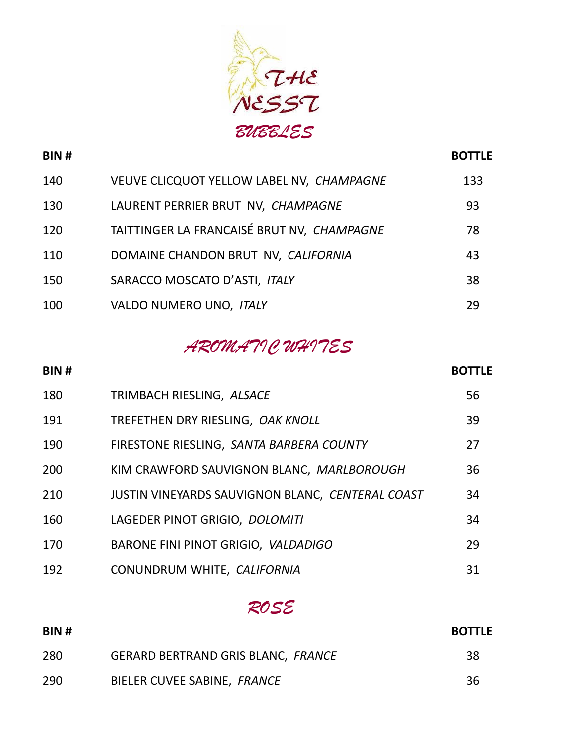# THE NESST

## BUBBLES

| BIN # | | BOTTLE |
|---|---|---|
| 140 | VEUVE CLICQUOT YELLOW LABEL NV, *CHAMPAGNE* | 133 |
| 130 | LAURENT PERRIER BRUT NV, *CHAMPAGNE* | 93 |
| 120 | TAITTINGER LA FRANCAISÉ BRUT NV, *CHAMPAGNE* | 78 |
| 110 | DOMAINE CHANDON BRUT NV, *CALIFORNIA* | 43 |
| 150 | SARACCO MOSCATO D'ASTI, *ITALY* | 38 |
| 100 | VALDO NUMERO UNO, *ITALY* | 29 |

## AROMATIC WHITES

| BIN # | | BOTTLE |
|---|---|---|
| 180 | TRIMBACH RIESLING, *ALSACE* | 56 |
| 191 | TREFETHEN DRY RIESLING, *OAK KNOLL* | 39 |
| 190 | FIRESTONE RIESLING, *SANTA BARBERA COUNTY* | 27 |
| 200 | KIM CRAWFORD SAUVIGNON BLANC, *MARLBOROUGH* | 36 |
| 210 | JUSTIN VINEYARDS SAUVIGNON BLANC, *CENTERAL COAST* | 34 |
| 160 | LAGEDER PINOT GRIGIO, *DOLOMITI* | 34 |
| 170 | BARONE FINI PINOT GRIGIO, *VALDADIGO* | 29 |
| 192 | CONUNDRUM WHITE, *CALIFORNIA* | 31 |

## ROSE

| BIN # | | BOTTLE |
|---|---|---|
| 280 | GERARD BERTRAND GRIS BLANC, *FRANCE* | 38 |
| 290 | BIELER CUVEE SABINE, *FRANCE* | 36 |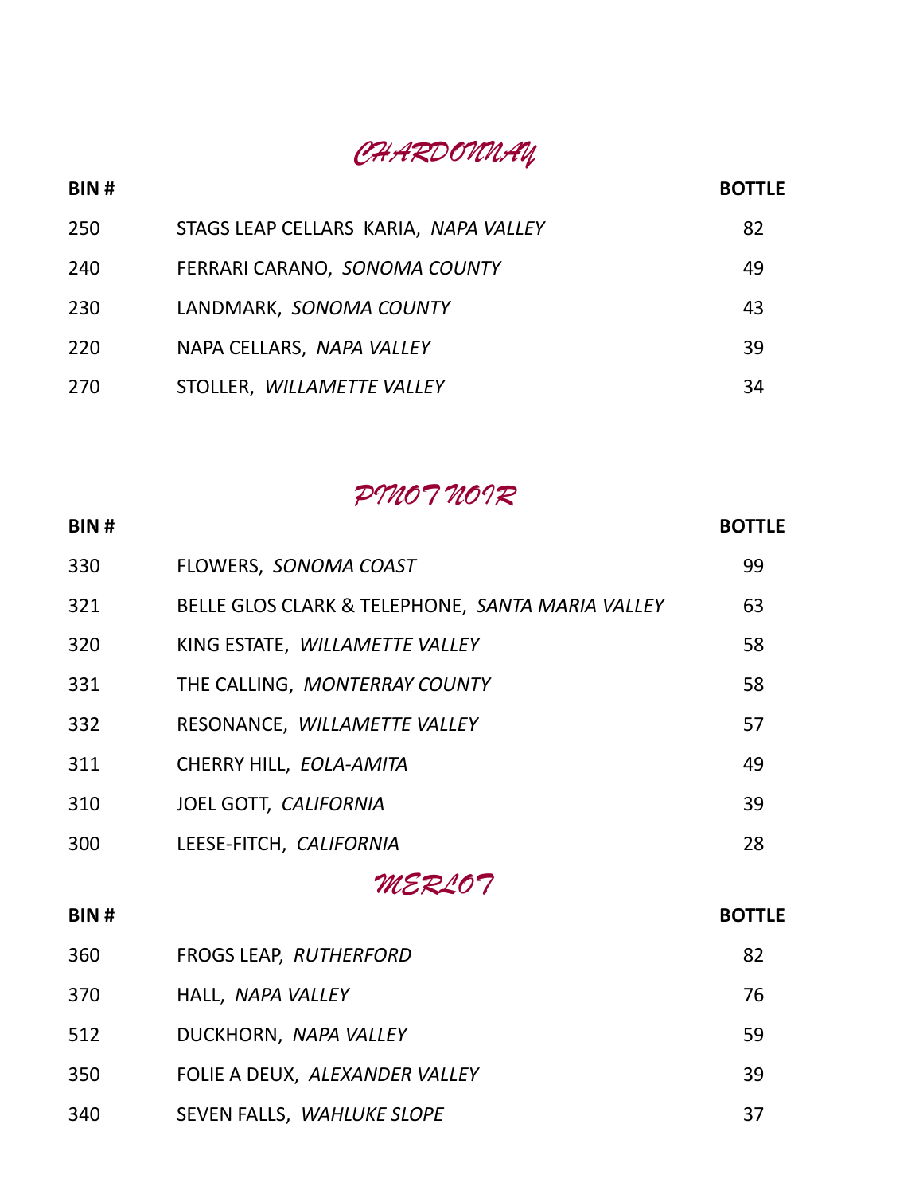## *CHARDONNAY*

| BIN # | | BOTTLE |
|---|---|---|
| 250 | STAGS LEAP CELLARS KARIA, *NAPA VALLEY* | 82 |
| 240 | FERRARI CARANO, *SONOMA COUNTY* | 49 |
| 230 | LANDMARK, *SONOMA COUNTY* | 43 |
| 220 | NAPA CELLARS, *NAPA VALLEY* | 39 |
| 270 | STOLLER, *WILLAMETTE VALLEY* | 34 |

## *PINOT NOIR*

| BIN # | | BOTTLE |
|---|---|---|
| 330 | FLOWERS, *SONOMA COAST* | 99 |
| 321 | BELLE GLOS CLARK & TELEPHONE, *SANTA MARIA VALLEY* | 63 |
| 320 | KING ESTATE, *WILLAMETTE VALLEY* | 58 |
| 331 | THE CALLING, *MONTERRAY COUNTY* | 58 |
| 332 | RESONANCE, *WILLAMETTE VALLEY* | 57 |
| 311 | CHERRY HILL, *EOLA-AMITA* | 49 |
| 310 | JOEL GOTT, *CALIFORNIA* | 39 |
| 300 | LEESE-FITCH, *CALIFORNIA* | 28 |

## *MERLOT*

| BIN # | | BOTTLE |
|---|---|---|
| 360 | FROGS LEAP, *RUTHERFORD* | 82 |
| 370 | HALL, *NAPA VALLEY* | 76 |
| 512 | DUCKHORN, *NAPA VALLEY* | 59 |
| 350 | FOLIE A DEUX, *ALEXANDER VALLEY* | 39 |
| 340 | SEVEN FALLS, *WAHLUKE SLOPE* | 37 |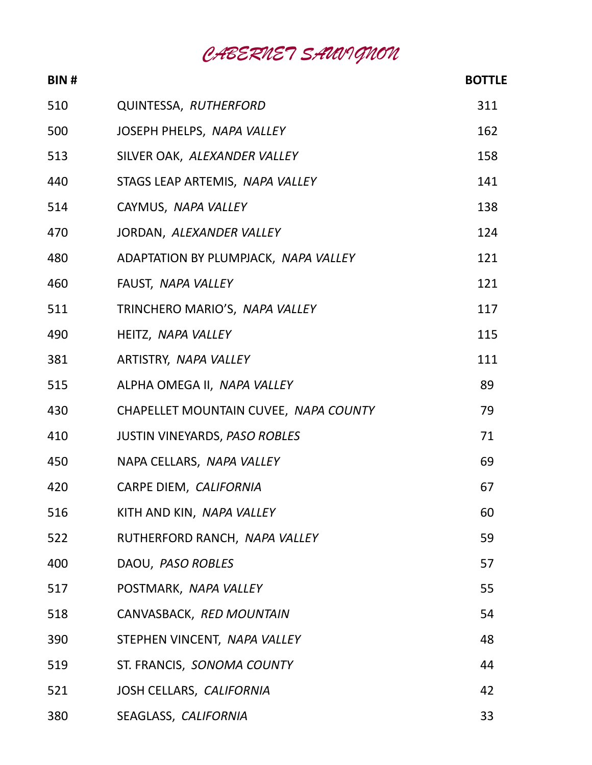# CABERNET SAUVIGNON

| BIN # | | BOTTLE |
|---|---|---|
| 510 | QUINTESSA, *RUTHERFORD* | 311 |
| 500 | JOSEPH PHELPS, *NAPA VALLEY* | 162 |
| 513 | SILVER OAK, *ALEXANDER VALLEY* | 158 |
| 440 | STAGS LEAP ARTEMIS, *NAPA VALLEY* | 141 |
| 514 | CAYMUS, *NAPA VALLEY* | 138 |
| 470 | JORDAN, *ALEXANDER VALLEY* | 124 |
| 480 | ADAPTATION BY PLUMPJACK, *NAPA VALLEY* | 121 |
| 460 | FAUST, *NAPA VALLEY* | 121 |
| 511 | TRINCHERO MARIO'S, *NAPA VALLEY* | 117 |
| 490 | HEITZ, *NAPA VALLEY* | 115 |
| 381 | ARTISTRY, *NAPA VALLEY* | 111 |
| 515 | ALPHA OMEGA II, *NAPA VALLEY* | 89 |
| 430 | CHAPELLET MOUNTAIN CUVEE, *NAPA COUNTY* | 79 |
| 410 | JUSTIN VINEYARDS, *PASO ROBLES* | 71 |
| 450 | NAPA CELLARS, *NAPA VALLEY* | 69 |
| 420 | CARPE DIEM, *CALIFORNIA* | 67 |
| 516 | KITH AND KIN, *NAPA VALLEY* | 60 |
| 522 | RUTHERFORD RANCH, *NAPA VALLEY* | 59 |
| 400 | DAOU, *PASO ROBLES* | 57 |
| 517 | POSTMARK, *NAPA VALLEY* | 55 |
| 518 | CANVASBACK, *RED MOUNTAIN* | 54 |
| 390 | STEPHEN VINCENT, *NAPA VALLEY* | 48 |
| 519 | ST. FRANCIS, *SONOMA COUNTY* | 44 |
| 521 | JOSH CELLARS, *CALIFORNIA* | 42 |
| 380 | SEAGLASS, *CALIFORNIA* | 33 |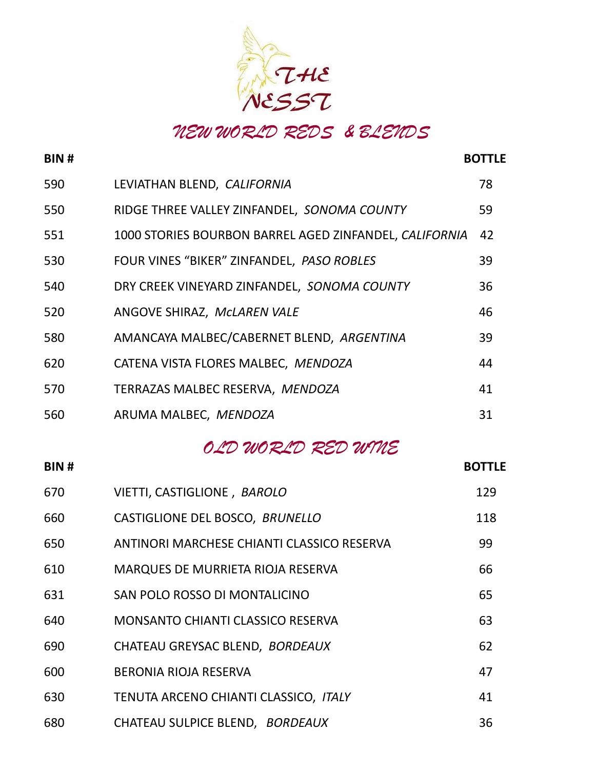# THE NESST

## NEW WORLD REDS & BLENDS

| BIN # | | BOTTLE |
|---|---|---|
| 590 | LEVIATHAN BLEND, *CALIFORNIA* | 78 |
| 550 | RIDGE THREE VALLEY ZINFANDEL, *SONOMA COUNTY* | 59 |
| 551 | 1000 STORIES BOURBON BARREL AGED ZINFANDEL, *CALIFORNIA* | 42 |
| 530 | FOUR VINES "BIKER" ZINFANDEL, *PASO ROBLES* | 39 |
| 540 | DRY CREEK VINEYARD ZINFANDEL, *SONOMA COUNTY* | 36 |
| 520 | ANGOVE SHIRAZ, *McLAREN VALE* | 46 |
| 580 | AMANCAYA MALBEC/CABERNET BLEND, *ARGENTINA* | 39 |
| 620 | CATENA VISTA FLORES MALBEC, *MENDOZA* | 44 |
| 570 | TERRAZAS MALBEC RESERVA, *MENDOZA* | 41 |
| 560 | ARUMA MALBEC, *MENDOZA* | 31 |

## OLD WORLD RED WINE

| BIN # | | BOTTLE |
|---|---|---|
| 670 | VIETTI, CASTIGLIONE , *BAROLO* | 129 |
| 660 | CASTIGLIONE DEL BOSCO, *BRUNELLO* | 118 |
| 650 | ANTINORI MARCHESE CHIANTI CLASSICO RESERVA | 99 |
| 610 | MARQUES DE MURRIETA RIOJA RESERVA | 66 |
| 631 | SAN POLO ROSSO DI MONTALICINO | 65 |
| 640 | MONSANTO CHIANTI CLASSICO RESERVA | 63 |
| 690 | CHATEAU GREYSAC BLEND, *BORDEAUX* | 62 |
| 600 | BERONIA RIOJA RESERVA | 47 |
| 630 | TENUTA ARCENO CHIANTI CLASSICO, *ITALY* | 41 |
| 680 | CHATEAU SULPICE BLEND, *BORDEAUX* | 36 |